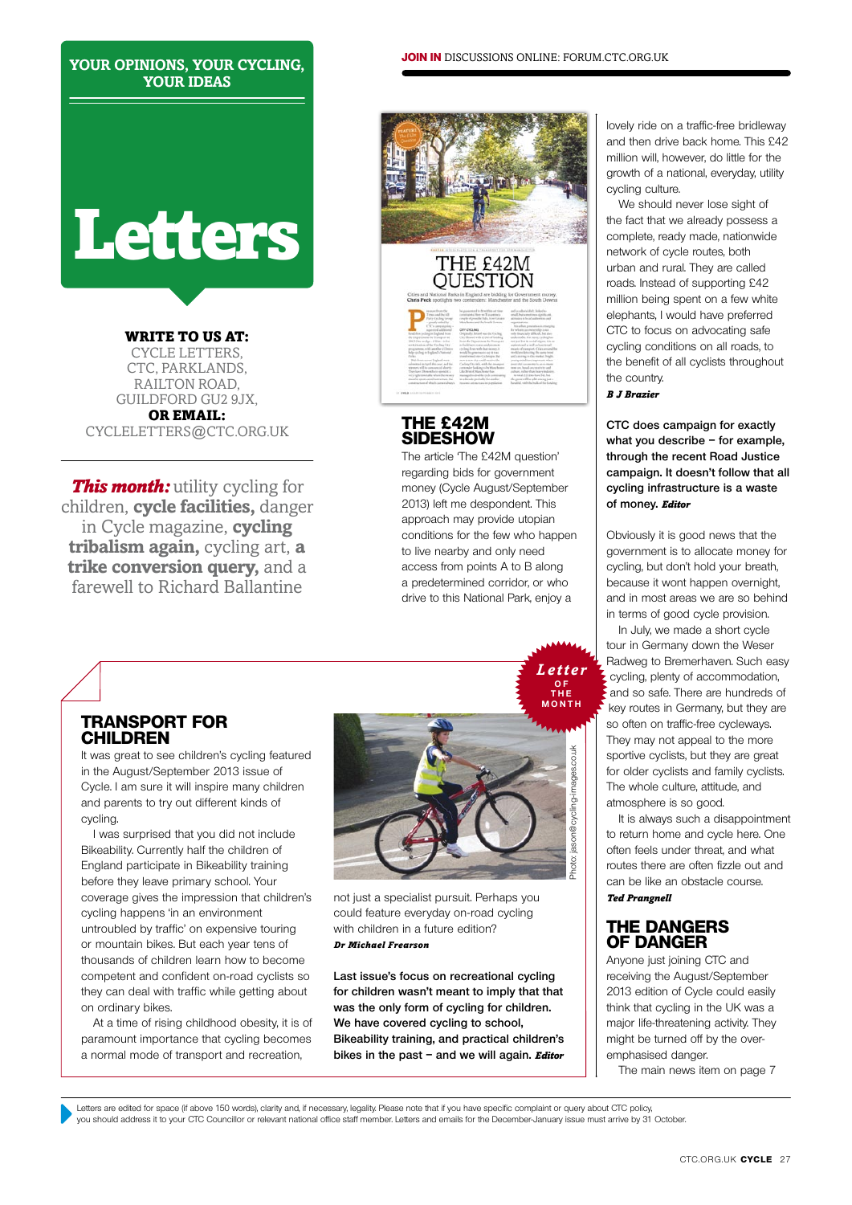YOUR OPINIONS, YOUR CYCLING, YOUR IDEAS

JOIN IN DISCUSSIONS ONLINE: FORUM.CTC.ORG.UK

# Letters

**WRITE TO US AT:**
CYCLE LETTERS, CTC, PARKLANDS, RAILTON ROAD, GUILDFORD GU2 9JX,
**OR EMAIL:**
CYCLELETTERS@CTC.ORG.UK

***This month:*** utility cycling for children, **cycle facilities,** danger in Cycle magazine, **cycling tribalism again,** cycling art, **a trike conversion query,** and a farewell to Richard Ballantine

## THE £42M SIDESHOW

The article 'The £42M question' regarding bids for government money (Cycle August/September 2013) left me despondent. This approach may provide utopian conditions for the few who happen to live nearby and only need access from points A to B along a predetermined corridor, or who drive to this National Park, enjoy a lovely ride on a traffic-free bridleway and then drive back home. This £42 million will, however, do little for the growth of a national, everyday, utility cycling culture.

We should never lose sight of the fact that we already possess a complete, ready made, nationwide network of cycle routes, both urban and rural. They are called roads. Instead of supporting £42 million being spent on a few white elephants, I would have preferred CTC to focus on advocating safe cycling conditions on all roads, to the benefit of all cyclists throughout the country.

***B J Brazier***

**CTC does campaign for exactly what you describe – for example, through the recent Road Justice campaign. It doesn't follow that all cycling infrastructure is a waste of money. *Editor***

Obviously it is good news that the government is to allocate money for cycling, but don't hold your breath, because it wont happen overnight, and in most areas we are so behind in terms of good cycle provision.

In July, we made a short cycle tour in Germany down the Weser Radweg to Bremerhaven. Such easy cycling, plenty of accommodation, and so safe. There are hundreds of key routes in Germany, but they are so often on traffic-free cycleways. They may not appeal to the more sportive cyclists, but they are great for older cyclists and family cyclists. The whole culture, attitude, and atmosphere is so good.

It is always such a disappointment to return home and cycle here. One often feels under threat, and what routes there are often fizzle out and can be like an obstacle course.

***Ted Prangnell***

## TRANSPORT FOR CHILDREN

*Letter of the Month*

It was great to see children's cycling featured in the August/September 2013 issue of Cycle. I am sure it will inspire many children and parents to try out different kinds of cycling.

I was surprised that you did not include Bikeability. Currently half the children of England participate in Bikeability training before they leave primary school. Your coverage gives the impression that children's cycling happens 'in an environment untroubled by traffic' on expensive touring or mountain bikes. But each year tens of thousands of children learn how to become competent and confident on-road cyclists so they can deal with traffic while getting about on ordinary bikes.

At a time of rising childhood obesity, it is of paramount importance that cycling becomes a normal mode of transport and recreation, not just a specialist pursuit. Perhaps you could feature everyday on-road cycling with children in a future edition?

***Dr Michael Frearson***

Photo: jason@cycling-images.co.uk

**Last issue's focus on recreational cycling for children wasn't meant to imply that that was the only form of cycling for children. We have covered cycling to school, Bikeability training, and practical children's bikes in the past – and we will again. *Editor***

## THE DANGERS OF DANGER

Anyone just joining CTC and receiving the August/September 2013 edition of Cycle could easily think that cycling in the UK was a major life-threatening activity. They might be turned off by the over-emphasised danger.

The main news item on page 7

Letters are edited for space (if above 150 words), clarity and, if necessary, legality. Please note that if you have specific complaint or query about CTC policy, you should address it to your CTC Councillor or relevant national office staff member. Letters and emails for the December-January issue must arrive by 31 October.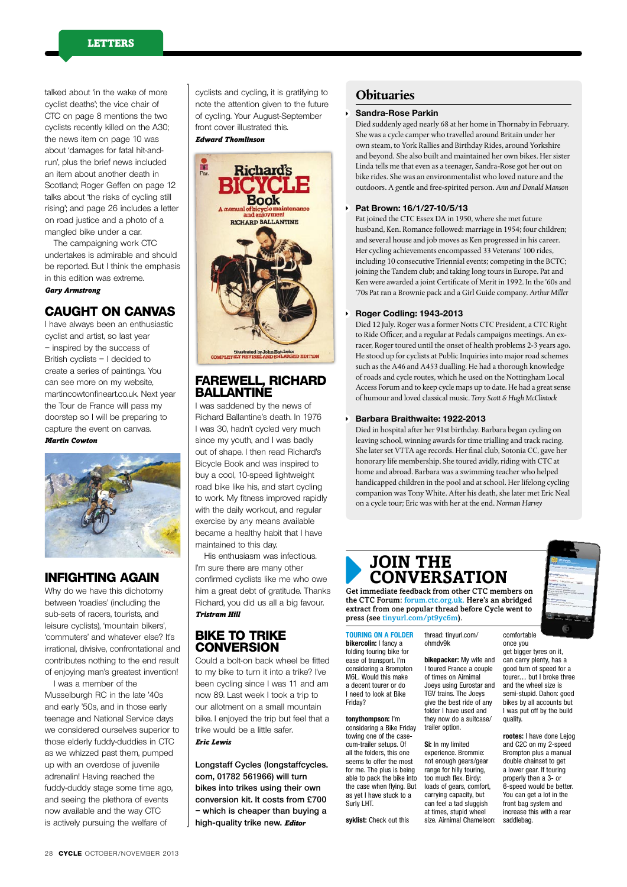talked about 'in the wake of more cyclist deaths'; the vice chair of CTC on page 8 mentions the two cyclists recently killed on the A30; the news item on page 10 was about 'damages for fatal hit-and-run', plus the brief news included an item about another death in Scotland; Roger Geffen on page 12 talks about 'the risks of cycling still rising'; and page 26 includes a letter on road justice and a photo of a mangled bike under a car.

The campaigning work CTC undertakes is admirable and should be reported. But I think the emphasis in this edition was extreme.

***Gary Armstrong***

## CAUGHT ON CANVAS

I have always been an enthusiastic cyclist and artist, so last year – inspired by the success of British cyclists – I decided to create a series of paintings. You can see more on my website, martincowtonfineart.co.uk. Next year the Tour de France will pass my doorstep so I will be preparing to capture the event on canvas.

***Martin Cowton***

## INFIGHTING AGAIN

Why do we have this dichotomy between 'roadies' (including the sub-sets of racers, tourists, and leisure cyclists), 'mountain bikers', 'commuters' and whatever else? It's irrational, divisive, confrontational and contributes nothing to the end result of enjoying man's greatest invention!

I was a member of the Musselburgh RC in the late '40s and early '50s, and in those early teenage and National Service days we considered ourselves superior to those elderly fuddy-duddies in CTC as we whizzed past them, pumped up with an overdose of juvenile adrenalin! Having reached the fuddy-duddy stage some time ago, and seeing the plethora of events now available and the way CTC is actively pursuing the welfare of cyclists and cycling, it is gratifying to note the attention given to the future of cycling. Your August-September front cover illustrated this.

***Edward Thomlinson***

Pan

Richard's BICYCLE Book

A manual of bicycle maintenance and enjoyment

RICHARD BALLANTINE

Illustrated by John Batchelor

COMPLETELY REVISED AND ENLARGED EDITION

## FAREWELL, RICHARD BALLANTINE

I was saddened by the news of Richard Ballantine's death. In 1976 I was 30, hadn't cycled very much since my youth, and I was badly out of shape. I then read Richard's Bicycle Book and was inspired to buy a cool, 10-speed lightweight road bike like his, and start cycling to work. My fitness improved rapidly with the daily workout, and regular exercise by any means available became a healthy habit that I have maintained to this day.

His enthusiasm was infectious. I'm sure there are many other confirmed cyclists like me who owe him a great debt of gratitude. Thanks Richard, you did us all a big favour.

***Tristram Hill***

## BIKE TO TRIKE CONVERSION

Could a bolt-on back wheel be fitted to my bike to turn it into a trike? I've been cycling since I was 11 and am now 89. Last week I took a trip to our allotment on a small mountain bike. I enjoyed the trip but feel that a trike would be a little safer.

***Eric Lewis***

**Longstaff Cycles (longstaffcycles.com, 01782 561966) will turn bikes into trikes using their own conversion kit. It costs from £700 – which is cheaper than buying a high-quality trike new. *Editor***

## Obituaries

### Sandra-Rose Parkin

Died suddenly aged nearly 68 at her home in Thornaby in February. She was a cycle camper who travelled around Britain under her own steam, to York Rallies and Birthday Rides, around Yorkshire and beyond. She also built and maintained her own bikes. Her sister Linda tells me that even as a teenager, Sandra-Rose got her out on bike rides. She was an environmentalist who loved nature and the outdoors. A gentle and free-spirited person. *Ann and Donald Manson*

### Pat Brown: 16/1/27-10/5/13

Pat joined the CTC Essex DA in 1950, where she met future husband, Ken. Romance followed: marriage in 1954; four children; and several house and job moves as Ken progressed in his career. Her cycling achievements encompassed 33 Veterans' 100 rides, including 10 consecutive Triennial events; competing in the BCTC; joining the Tandem club; and taking long tours in Europe. Pat and Ken were awarded a joint Certificate of Merit in 1992. In the '60s and '70s Pat ran a Brownie pack and a Girl Guide company. *Arthur Miller*

### Roger Codling: 1943-2013

Died 12 July. Roger was a former Notts CTC President, a CTC Right to Ride Officer, and a regular at Pedals campaigns meetings. An ex-racer, Roger toured until the onset of health problems 2-3 years ago. He stood up for cyclists at Public Inquiries into major road schemes such as the A46 and A453 dualling. He had a thorough knowledge of roads and cycle routes, which he used on the Nottingham Local Access Forum and to keep cycle maps up to date. He had a great sense of humour and loved classical music. *Terry Scott & Hugh McClintock*

### Barbara Braithwaite: 1922-2013

Died in hospital after her 91st birthday. Barbara began cycling on leaving school, winning awards for time trialling and track racing. She later set VTTA age records. Her final club, Sotonia CC, gave her honorary life membership. She toured avidly, riding with CTC at home and abroad. Barbara was a swimming teacher who helped handicapped children in the pool and at school. Her lifelong cycling companion was Tony White. After his death, she later met Eric Neal on a cycle tour; Eric was with her at the end. *Norman Harvey*

## JOIN THE CONVERSATION

**Get immediate feedback from other CTC members on the CTC Forum: forum.ctc.org.uk. Here's an abridged extract from one popular thread before Cycle went to press (see tinyurl.com/pt9yc6m).**

### TOURING ON A FOLDER

**bikercolin:** I fancy a folding touring bike for ease of transport. I'm considering a Brompton M6L. Would this make a decent tourer or do I need to look at Bike Friday?

**tonythompson:** I'm considering a Bike Friday towing one of the case-cum-trailer setups. Of all the folders, this one seems to offer the most for me. The plus is being able to pack the bike into the case when flying. But as yet I have stuck to a Surly LHT.

**syklist:** Check out this thread: tinyurl.com/ohmdv9k

**bikepacker:** My wife and I toured France a couple of times on Airnimal Joeys using Eurostar and TGV trains. The Joeys give the best ride of any folder I have used and they now do a suitcase/trailer option.

**Si:** In my limited experience. Brommie: not enough gears/gear range for hilly touring, too much flex. Birdy: loads of gears, comfort, carrying capacity, but can feel a tad sluggish at times, stupid wheel size. Airnimal Chameleon: comfortable once you get bigger tyres on it, can carry plenty, has a good turn of speed for a tourer… but I broke three and the wheel size is semi-stupid. Dahon: good bikes by all accounts but I was put off by the build quality.

**rootes:** I have done Lejog and C2C on my 2-speed Brompton plus a manual double chainset to get a lower gear. If touring properly then a 3- or 6-speed would be better. You can get a lot in the front bag system and increase this with a rear saddlebag.